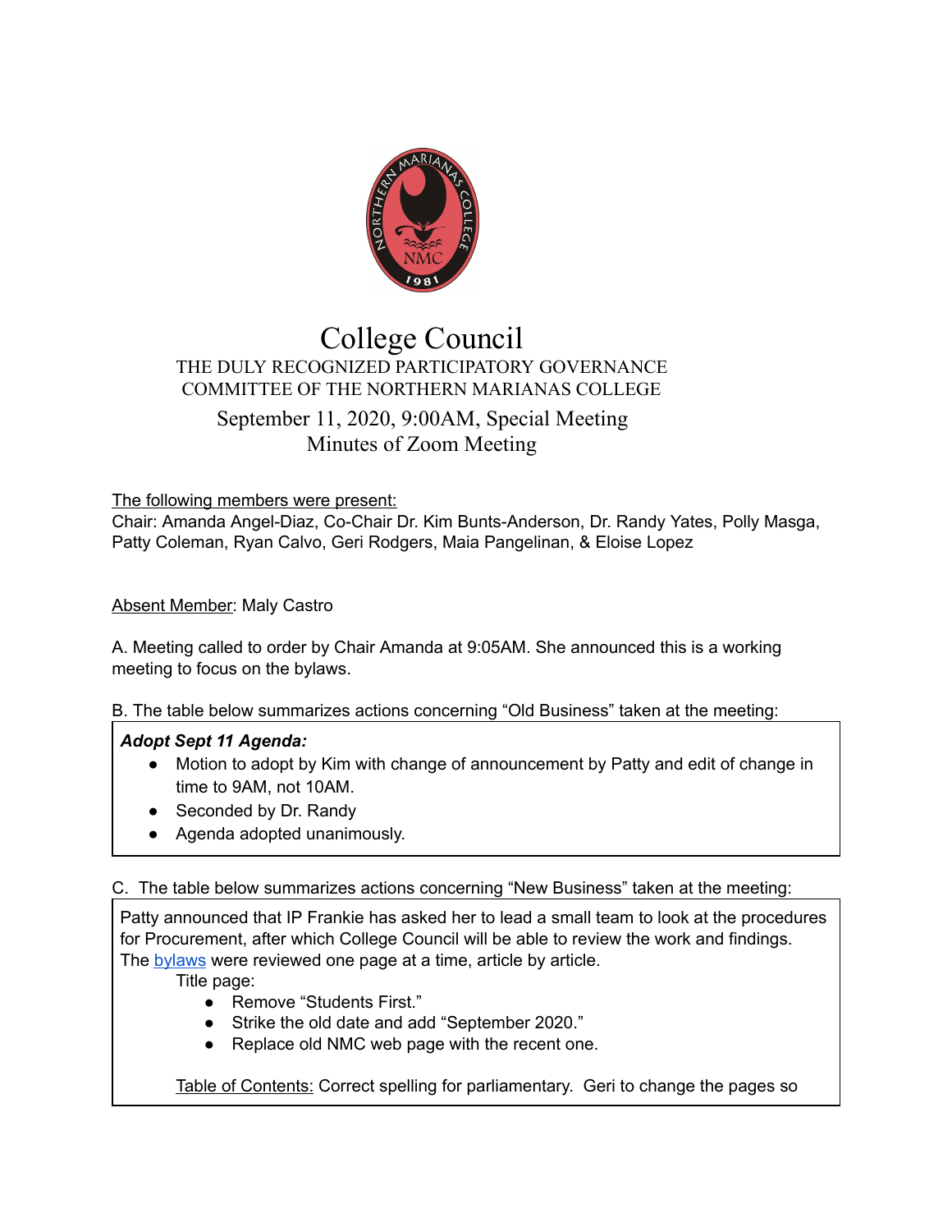# College Council

THE DULY RECOGNIZED PARTICIPATORY GOVERNANCE COMMITTEE OF THE NORTHERN MARIANAS COLLEGE

September 11, 2020, 9:00AM, Special Meeting

Minutes of Zoom Meeting

The following members were present:
Chair: Amanda Angel-Diaz, Co-Chair Dr. Kim Bunts-Anderson, Dr. Randy Yates, Polly Masga, Patty Coleman, Ryan Calvo, Geri Rodgers, Maia Pangelinan, & Eloise Lopez

Absent Member: Maly Castro

A. Meeting called to order by Chair Amanda at 9:05AM. She announced this is a working meeting to focus on the bylaws.

B. The table below summarizes actions concerning "Old Business" taken at the meeting:

***Adopt Sept 11 Agenda:***

- Motion to adopt by Kim with change of announcement by Patty and edit of change in time to 9AM, not 10AM.
- Seconded by Dr. Randy
- Agenda adopted unanimously.

C. The table below summarizes actions concerning "New Business" taken at the meeting:

Patty announced that IP Frankie has asked her to lead a small team to look at the procedures for Procurement, after which College Council will be able to review the work and findings. The bylaws were reviewed one page at a time, article by article.

Title page:

- Remove "Students First."
- Strike the old date and add "September 2020."
- Replace old NMC web page with the recent one.

Table of Contents: Correct spelling for parliamentary. Geri to change the pages so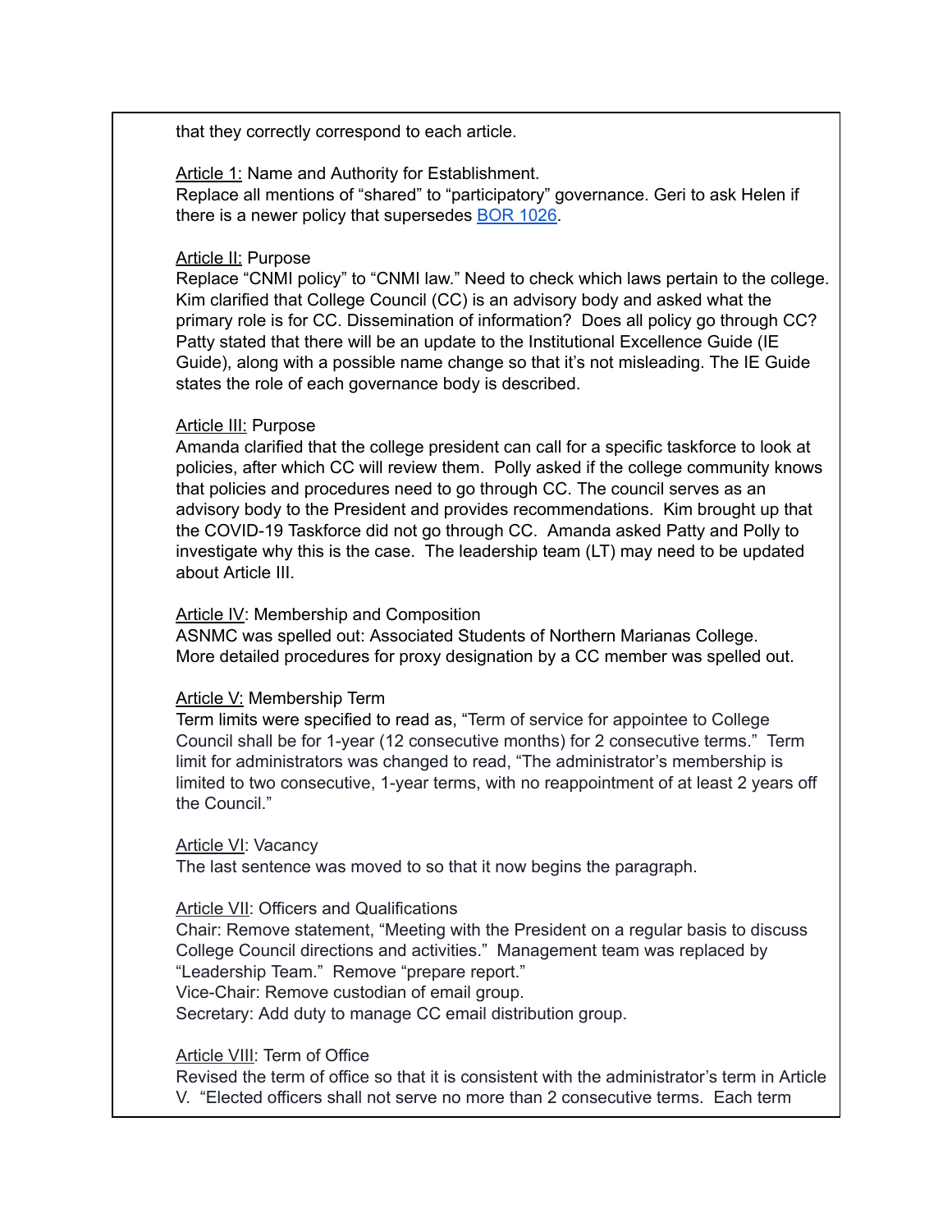that they correctly correspond to each article.

Article 1: Name and Authority for Establishment.
Replace all mentions of “shared” to “participatory” governance. Geri to ask Helen if there is a newer policy that supersedes BOR 1026.

Article II: Purpose
Replace “CNMI policy” to “CNMI law.” Need to check which laws pertain to the college. Kim clarified that College Council (CC) is an advisory body and asked what the primary role is for CC. Dissemination of information? Does all policy go through CC? Patty stated that there will be an update to the Institutional Excellence Guide (IE Guide), along with a possible name change so that it’s not misleading. The IE Guide states the role of each governance body is described.

Article III: Purpose
Amanda clarified that the college president can call for a specific taskforce to look at policies, after which CC will review them. Polly asked if the college community knows that policies and procedures need to go through CC. The council serves as an advisory body to the President and provides recommendations. Kim brought up that the COVID-19 Taskforce did not go through CC. Amanda asked Patty and Polly to investigate why this is the case. The leadership team (LT) may need to be updated about Article III.

Article IV: Membership and Composition
ASNMC was spelled out: Associated Students of Northern Marianas College.
More detailed procedures for proxy designation by a CC member was spelled out.

Article V: Membership Term
Term limits were specified to read as, “Term of service for appointee to College Council shall be for 1-year (12 consecutive months) for 2 consecutive terms.” Term limit for administrators was changed to read, “The administrator’s membership is limited to two consecutive, 1-year terms, with no reappointment of at least 2 years off the Council.”

Article VI: Vacancy
The last sentence was moved to so that it now begins the paragraph.

Article VII: Officers and Qualifications
Chair: Remove statement, “Meeting with the President on a regular basis to discuss College Council directions and activities.” Management team was replaced by “Leadership Team.” Remove “prepare report.”
Vice-Chair: Remove custodian of email group.
Secretary: Add duty to manage CC email distribution group.

Article VIII: Term of Office
Revised the term of office so that it is consistent with the administrator’s term in Article V. “Elected officers shall not serve no more than 2 consecutive terms. Each term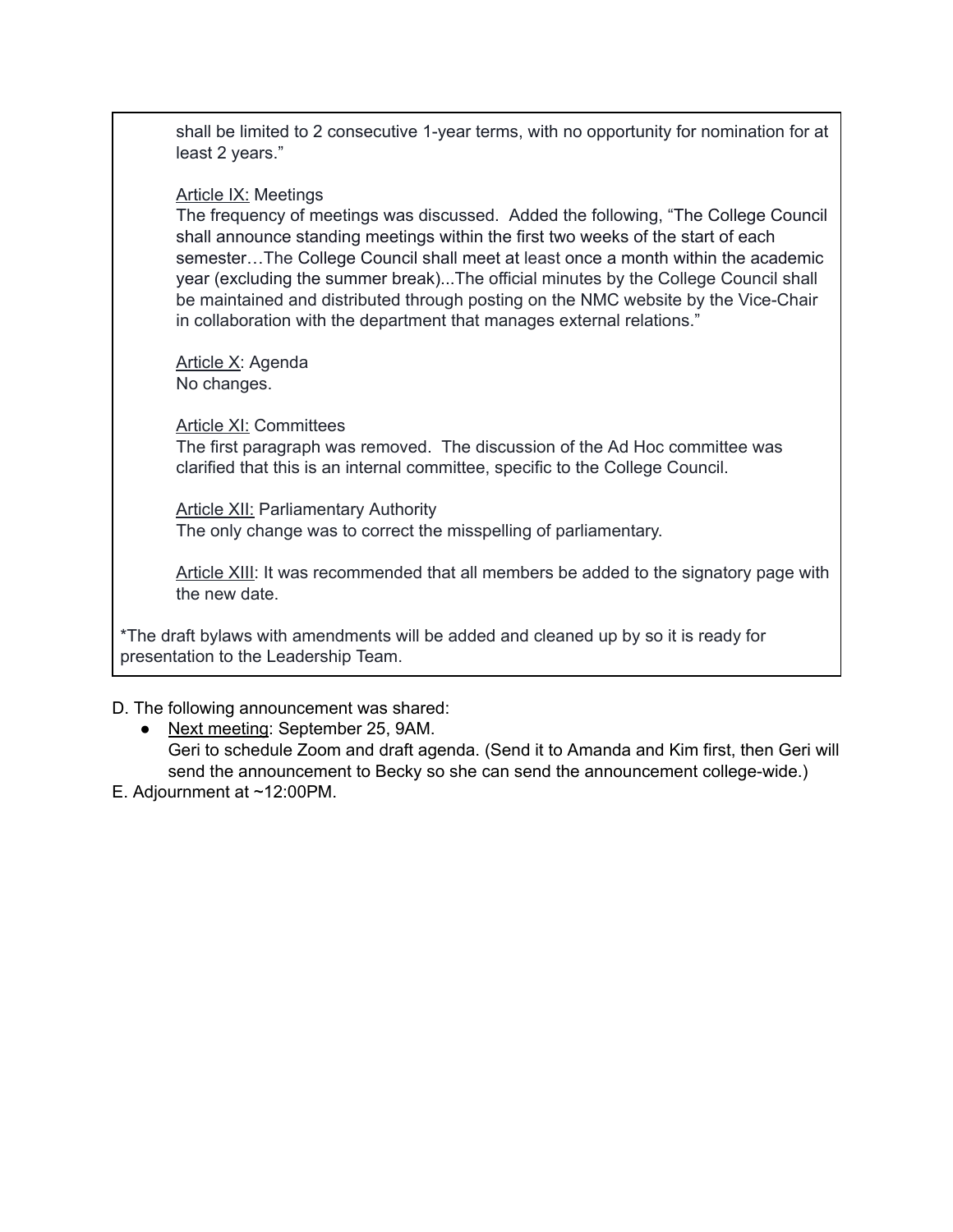shall be limited to 2 consecutive 1-year terms, with no opportunity for nomination for at least 2 years."

Article IX: Meetings
The frequency of meetings was discussed. Added the following, "The College Council shall announce standing meetings within the first two weeks of the start of each semester…The College Council shall meet at least once a month within the academic year (excluding the summer break)...The official minutes by the College Council shall be maintained and distributed through posting on the NMC website by the Vice-Chair in collaboration with the department that manages external relations."

Article X: Agenda
No changes.

Article XI: Committees
The first paragraph was removed. The discussion of the Ad Hoc committee was clarified that this is an internal committee, specific to the College Council.

Article XII: Parliamentary Authority
The only change was to correct the misspelling of parliamentary.

Article XIII: It was recommended that all members be added to the signatory page with the new date.

*The draft bylaws with amendments will be added and cleaned up by so it is ready for presentation to the Leadership Team.

D. The following announcement was shared:

- Next meeting: September 25, 9AM.
  Geri to schedule Zoom and draft agenda. (Send it to Amanda and Kim first, then Geri will send the announcement to Becky so she can send the announcement college-wide.)

E. Adjournment at ~12:00PM.